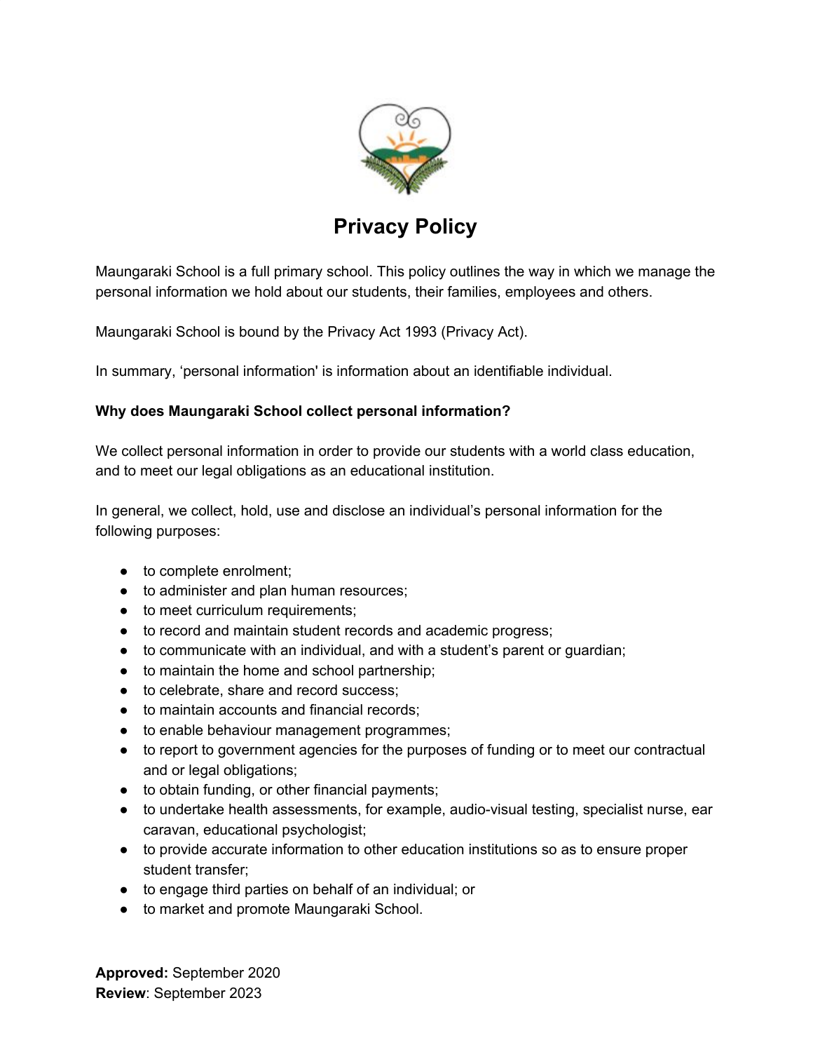# Privacy Policy

Maungaraki School is a full primary school. This policy outlines the way in which we manage the personal information we hold about our students, their families, employees and others.

Maungaraki School is bound by the Privacy Act 1993 (Privacy Act).

In summary, 'personal information' is information about an identifiable individual.

**Why does Maungaraki School collect personal information?**

We collect personal information in order to provide our students with a world class education, and to meet our legal obligations as an educational institution.

In general, we collect, hold, use and disclose an individual's personal information for the following purposes:

- to complete enrolment;
- to administer and plan human resources;
- to meet curriculum requirements;
- to record and maintain student records and academic progress;
- to communicate with an individual, and with a student's parent or guardian;
- to maintain the home and school partnership;
- to celebrate, share and record success;
- to maintain accounts and financial records;
- to enable behaviour management programmes;
- to report to government agencies for the purposes of funding or to meet our contractual and or legal obligations;
- to obtain funding, or other financial payments;
- to undertake health assessments, for example, audio-visual testing, specialist nurse, ear caravan, educational psychologist;
- to provide accurate information to other education institutions so as to ensure proper student transfer;
- to engage third parties on behalf of an individual; or
- to market and promote Maungaraki School.

**Approved:** September 2020
**Review**: September 2023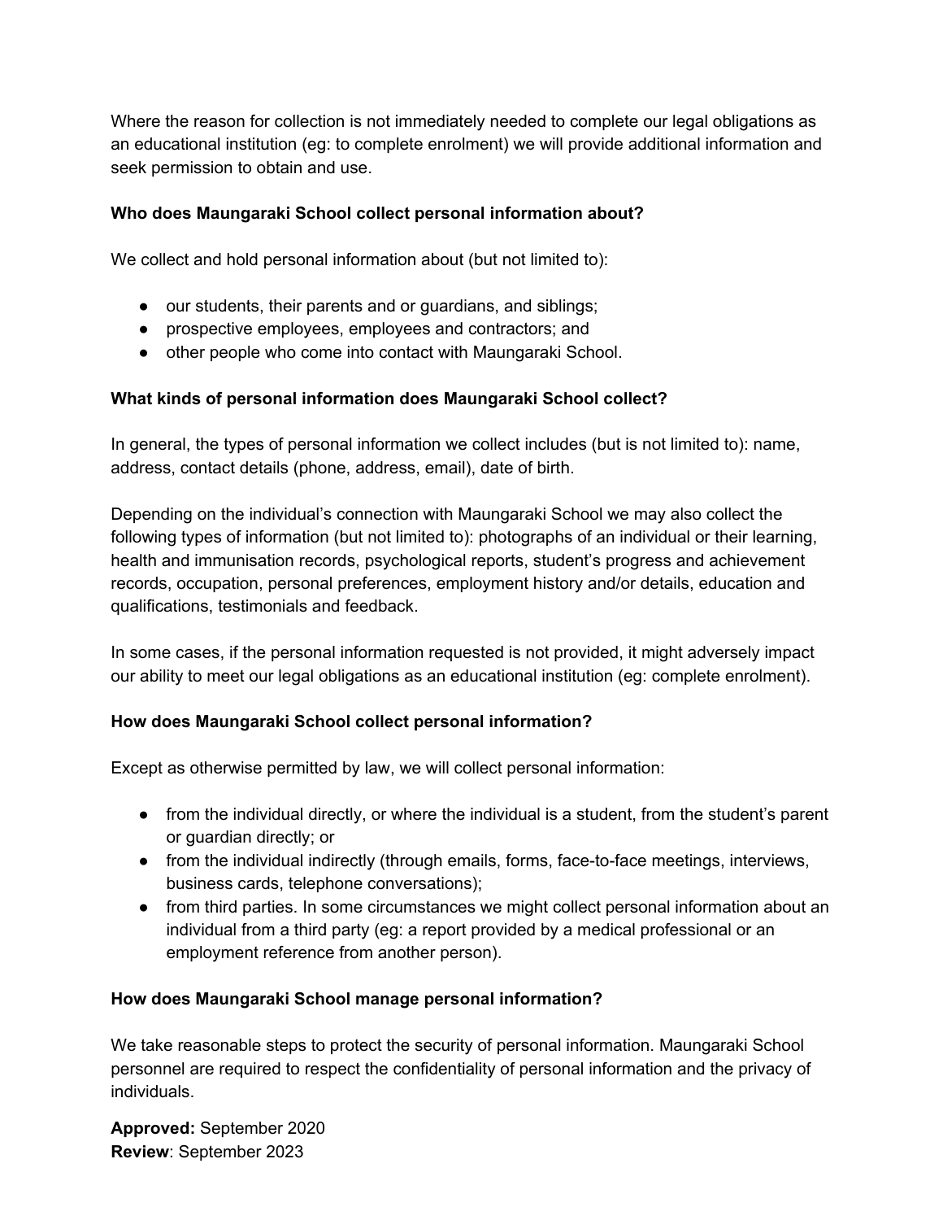Where the reason for collection is not immediately needed to complete our legal obligations as an educational institution (eg: to complete enrolment) we will provide additional information and seek permission to obtain and use.

**Who does Maungaraki School collect personal information about?**

We collect and hold personal information about (but not limited to):

- our students, their parents and or guardians, and siblings;
- prospective employees, employees and contractors; and
- other people who come into contact with Maungaraki School.

**What kinds of personal information does Maungaraki School collect?**

In general, the types of personal information we collect includes (but is not limited to): name, address, contact details (phone, address, email), date of birth.

Depending on the individual's connection with Maungaraki School we may also collect the following types of information (but not limited to): photographs of an individual or their learning, health and immunisation records, psychological reports, student's progress and achievement records, occupation, personal preferences, employment history and/or details, education and qualifications, testimonials and feedback.

In some cases, if the personal information requested is not provided, it might adversely impact our ability to meet our legal obligations as an educational institution (eg: complete enrolment).

**How does Maungaraki School collect personal information?**

Except as otherwise permitted by law, we will collect personal information:

- from the individual directly, or where the individual is a student, from the student's parent or guardian directly; or
- from the individual indirectly (through emails, forms, face-to-face meetings, interviews, business cards, telephone conversations);
- from third parties. In some circumstances we might collect personal information about an individual from a third party (eg: a report provided by a medical professional or an employment reference from another person).

**How does Maungaraki School manage personal information?**

We take reasonable steps to protect the security of personal information. Maungaraki School personnel are required to respect the confidentiality of personal information and the privacy of individuals.

**Approved:** September 2020
**Review**: September 2023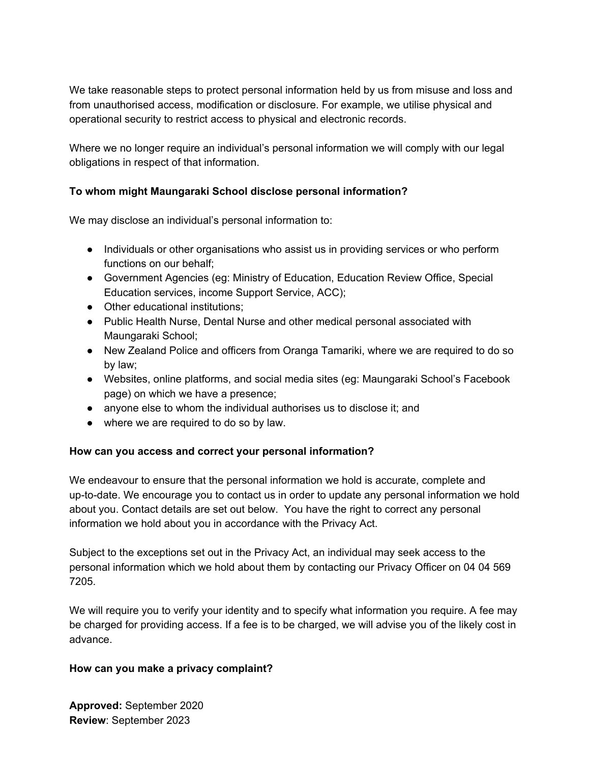We take reasonable steps to protect personal information held by us from misuse and loss and from unauthorised access, modification or disclosure. For example, we utilise physical and operational security to restrict access to physical and electronic records.

Where we no longer require an individual's personal information we will comply with our legal obligations in respect of that information.

**To whom might Maungaraki School disclose personal information?**

We may disclose an individual's personal information to:

- Individuals or other organisations who assist us in providing services or who perform functions on our behalf;
- Government Agencies (eg: Ministry of Education, Education Review Office, Special Education services, income Support Service, ACC);
- Other educational institutions;
- Public Health Nurse, Dental Nurse and other medical personal associated with Maungaraki School;
- New Zealand Police and officers from Oranga Tamariki, where we are required to do so by law;
- Websites, online platforms, and social media sites (eg: Maungaraki School's Facebook page) on which we have a presence;
- anyone else to whom the individual authorises us to disclose it; and
- where we are required to do so by law.

**How can you access and correct your personal information?**

We endeavour to ensure that the personal information we hold is accurate, complete and up-to-date. We encourage you to contact us in order to update any personal information we hold about you. Contact details are set out below. You have the right to correct any personal information we hold about you in accordance with the Privacy Act.

Subject to the exceptions set out in the Privacy Act, an individual may seek access to the personal information which we hold about them by contacting our Privacy Officer on 04 04 569 7205.

We will require you to verify your identity and to specify what information you require. A fee may be charged for providing access. If a fee is to be charged, we will advise you of the likely cost in advance.

**How can you make a privacy complaint?**

**Approved:** September 2020
**Review**: September 2023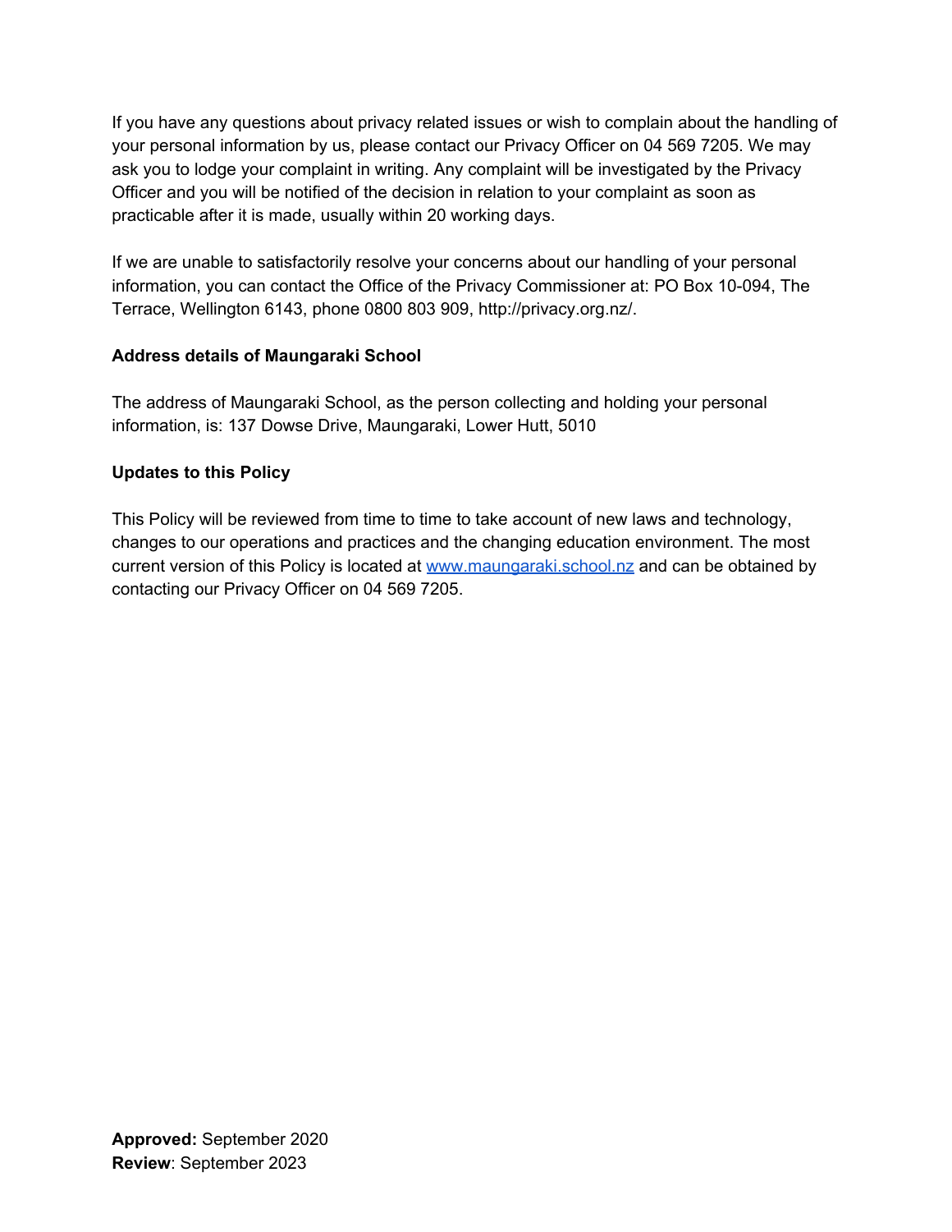If you have any questions about privacy related issues or wish to complain about the handling of your personal information by us, please contact our Privacy Officer on 04 569 7205. We may ask you to lodge your complaint in writing. Any complaint will be investigated by the Privacy Officer and you will be notified of the decision in relation to your complaint as soon as practicable after it is made, usually within 20 working days.

If we are unable to satisfactorily resolve your concerns about our handling of your personal information, you can contact the Office of the Privacy Commissioner at: PO Box 10-094, The Terrace, Wellington 6143, phone 0800 803 909, http://privacy.org.nz/.

**Address details of Maungaraki School**

The address of Maungaraki School, as the person collecting and holding your personal information, is: 137 Dowse Drive, Maungaraki, Lower Hutt, 5010

**Updates to this Policy**

This Policy will be reviewed from time to time to take account of new laws and technology, changes to our operations and practices and the changing education environment. The most current version of this Policy is located at [www.maungaraki.school.nz](http://www.maungaraki.school.nz) and can be obtained by contacting our Privacy Officer on 04 569 7205.

**Approved:** September 2020
**Review**: September 2023